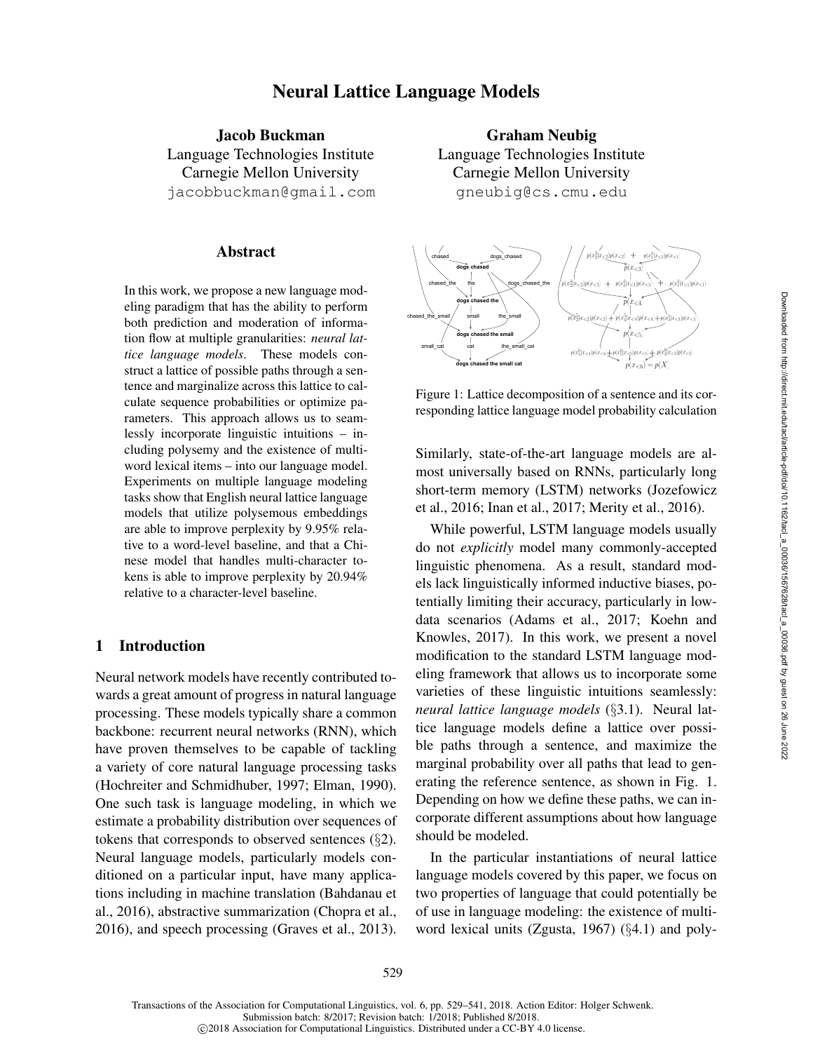# Neural Lattice Language Models

**Jacob Buckman**
Language Technologies Institute
Carnegie Mellon University
jacobbuckman@gmail.com

**Graham Neubig**
Language Technologies Institute
Carnegie Mellon University
gneubig@cs.cmu.edu

## Abstract

In this work, we propose a new language modeling paradigm that has the ability to perform both prediction and moderation of information flow at multiple granularities: *neural lattice language models*. These models construct a lattice of possible paths through a sentence and marginalize across this lattice to calculate sequence probabilities or optimize parameters. This approach allows us to seamlessly incorporate linguistic intuitions – including polysemy and the existence of multi-word lexical items – into our language model. Experiments on multiple language modeling tasks show that English neural lattice language models that utilize polysemous embeddings are able to improve perplexity by 9.95% relative to a word-level baseline, and that a Chinese model that handles multi-character tokens is able to improve perplexity by 20.94% relative to a character-level baseline.

## 1 Introduction

Neural network models have recently contributed towards a great amount of progress in natural language processing. These models typically share a common backbone: recurrent neural networks (RNN), which have proven themselves to be capable of tackling a variety of core natural language processing tasks (Hochreiter and Schmidhuber, 1997; Elman, 1990). One such task is language modeling, in which we estimate a probability distribution over sequences of tokens that corresponds to observed sentences (§2). Neural language models, particularly models conditioned on a particular input, have many applications including in machine translation (Bahdanau et al., 2016), abstractive summarization (Chopra et al., 2016), and speech processing (Graves et al., 2013).

chased
dogs_chased
dogs chased
chased_the
the
dogs_chased_the
dogs chased the
chased_the_small
small
the_small
dogs chased the small
small_cat
cat
the_small_cat
dogs chased the small cat

$p(x_2^3|x_{<2})p(x_{<2}) + p(x_1^3|x_{<1})p(x_{<1})$

$p(x_{<3})$

$p(x_2^4|x_{<2})p(x_{<2}) + p(x_3^4|x_{<3})p(x_{<3}) + p(x_1^4|x_{<1})p(x_{<1})$

$p(x_{<4})$

$p(x_2^5|x_{<2})p(x_{<2}) + p(x_4^5|x_{<4})p(x_{<4}) + p(x_3^5|x_{<3})p(x_{<3})$

$p(x_{<5})$

$p(x_4^6|x_{<4})p(x_{<4}) + p(x_5^6|x_{<5})p(x_{<5}) + p(x_3^6|x_{<3})p(x_{<3})$

$p(x_{<6}) = p(X)$

Figure 1: Lattice decomposition of a sentence and its corresponding lattice language model probability calculation

Similarly, state-of-the-art language models are almost universally based on RNNs, particularly long short-term memory (LSTM) networks (Jozefowicz et al., 2016; Inan et al., 2017; Merity et al., 2016).

While powerful, LSTM language models usually do not *explicitly* model many commonly-accepted linguistic phenomena. As a result, standard models lack linguistically informed inductive biases, potentially limiting their accuracy, particularly in low-data scenarios (Adams et al., 2017; Koehn and Knowles, 2017). In this work, we present a novel modification to the standard LSTM language modeling framework that allows us to incorporate some varieties of these linguistic intuitions seamlessly: *neural lattice language models* (§3.1). Neural lattice language models define a lattice over possible paths through a sentence, and maximize the marginal probability over all paths that lead to generating the reference sentence, as shown in Fig. 1. Depending on how we define these paths, we can incorporate different assumptions about how language should be modeled.

In the particular instantiations of neural lattice language models covered by this paper, we focus on two properties of language that could potentially be of use in language modeling: the existence of multi-word lexical units (Zgusta, 1967) (§4.1) and poly-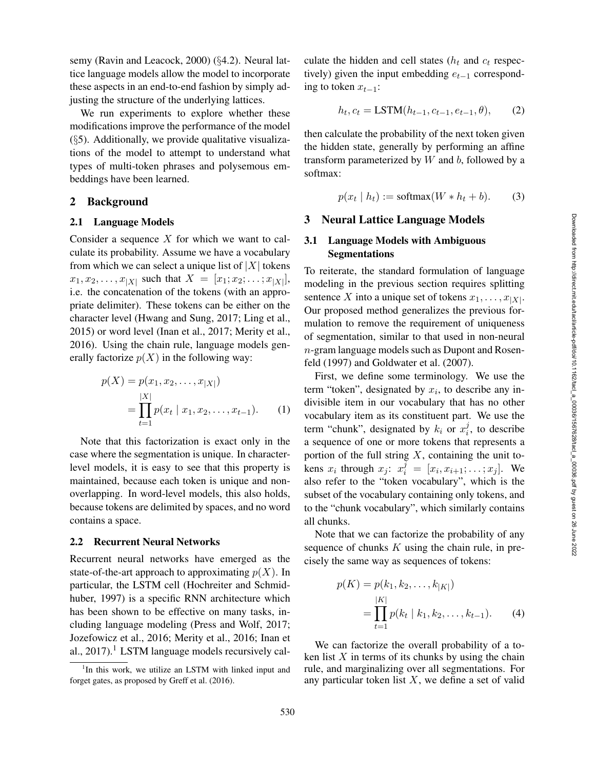semy (Ravin and Leacock, 2000) (§4.2). Neural lattice language models allow the model to incorporate these aspects in an end-to-end fashion by simply adjusting the structure of the underlying lattices.

We run experiments to explore whether these modifications improve the performance of the model (§5). Additionally, we provide qualitative visualizations of the model to attempt to understand what types of multi-token phrases and polysemous embeddings have been learned.

## 2 Background

### 2.1 Language Models

Consider a sequence $X$ for which we want to calculate its probability. Assume we have a vocabulary from which we can select a unique list of $|X|$ tokens $x_1, x_2, \ldots, x_{|X|}$ such that $X = [x_1; x_2; \ldots; x_{|X|}]$, i.e. the concatenation of the tokens (with an appropriate delimiter). These tokens can be either on the character level (Hwang and Sung, 2017; Ling et al., 2015) or word level (Inan et al., 2017; Merity et al., 2016). Using the chain rule, language models generally factorize $p(X)$ in the following way:

$$p(X) = p(x_1, x_2, \ldots, x_{|X|}) = \prod_{t=1}^{|X|} p(x_t \mid x_1, x_2, \ldots, x_{t-1}). \quad (1)$$

Note that this factorization is exact only in the case where the segmentation is unique. In character-level models, it is easy to see that this property is maintained, because each token is unique and non-overlapping. In word-level models, this also holds, because tokens are delimited by spaces, and no word contains a space.

### 2.2 Recurrent Neural Networks

Recurrent neural networks have emerged as the state-of-the-art approach to approximating $p(X)$. In particular, the LSTM cell (Hochreiter and Schmidhuber, 1997) is a specific RNN architecture which has been shown to be effective on many tasks, including language modeling (Press and Wolf, 2017; Jozefowicz et al., 2016; Merity et al., 2016; Inan et al., 2017).[1] LSTM language models recursively calculate the hidden and cell states ($h_t$ and $c_t$ respectively) given the input embedding $e_{t-1}$ corresponding to token $x_{t-1}$:

$$h_t, c_t = \text{LSTM}(h_{t-1}, c_{t-1}, e_{t-1}, \theta), \quad (2)$$

then calculate the probability of the next token given the hidden state, generally by performing an affine transform parameterized by $W$ and $b$, followed by a softmax:

$$p(x_t \mid h_t) := \text{softmax}(W * h_t + b). \quad (3)$$

[1] In this work, we utilize an LSTM with linked input and forget gates, as proposed by Greff et al. (2016).

## 3 Neural Lattice Language Models

### 3.1 Language Models with Ambiguous Segmentations

To reiterate, the standard formulation of language modeling in the previous section requires splitting sentence $X$ into a unique set of tokens $x_1, \ldots, x_{|X|}$. Our proposed method generalizes the previous formulation to remove the requirement of uniqueness of segmentation, similar to that used in non-neural $n$-gram language models such as Dupont and Rosenfeld (1997) and Goldwater et al. (2007).

First, we define some terminology. We use the term "token", designated by $x_i$, to describe any indivisible item in our vocabulary that has no other vocabulary item as its constituent part. We use the term "chunk", designated by $k_i$ or $x_i^j$, to describe a sequence of one or more tokens that represents a portion of the full string $X$, containing the unit tokens $x_i$ through $x_j$: $x_i^j = [x_i, x_{i+1}; \ldots; x_j]$. We also refer to the "token vocabulary", which is the subset of the vocabulary containing only tokens, and to the "chunk vocabulary", which similarly contains all chunks.

Note that we can factorize the probability of any sequence of chunks $K$ using the chain rule, in precisely the same way as sequences of tokens:

$$p(K) = p(k_1, k_2, \ldots, k_{|K|}) = \prod_{t=1}^{|K|} p(k_t \mid k_1, k_2, \ldots, k_{t-1}). \quad (4)$$

We can factorize the overall probability of a token list $X$ in terms of its chunks by using the chain rule, and marginalizing over all segmentations. For any particular token list $X$, we define a set of valid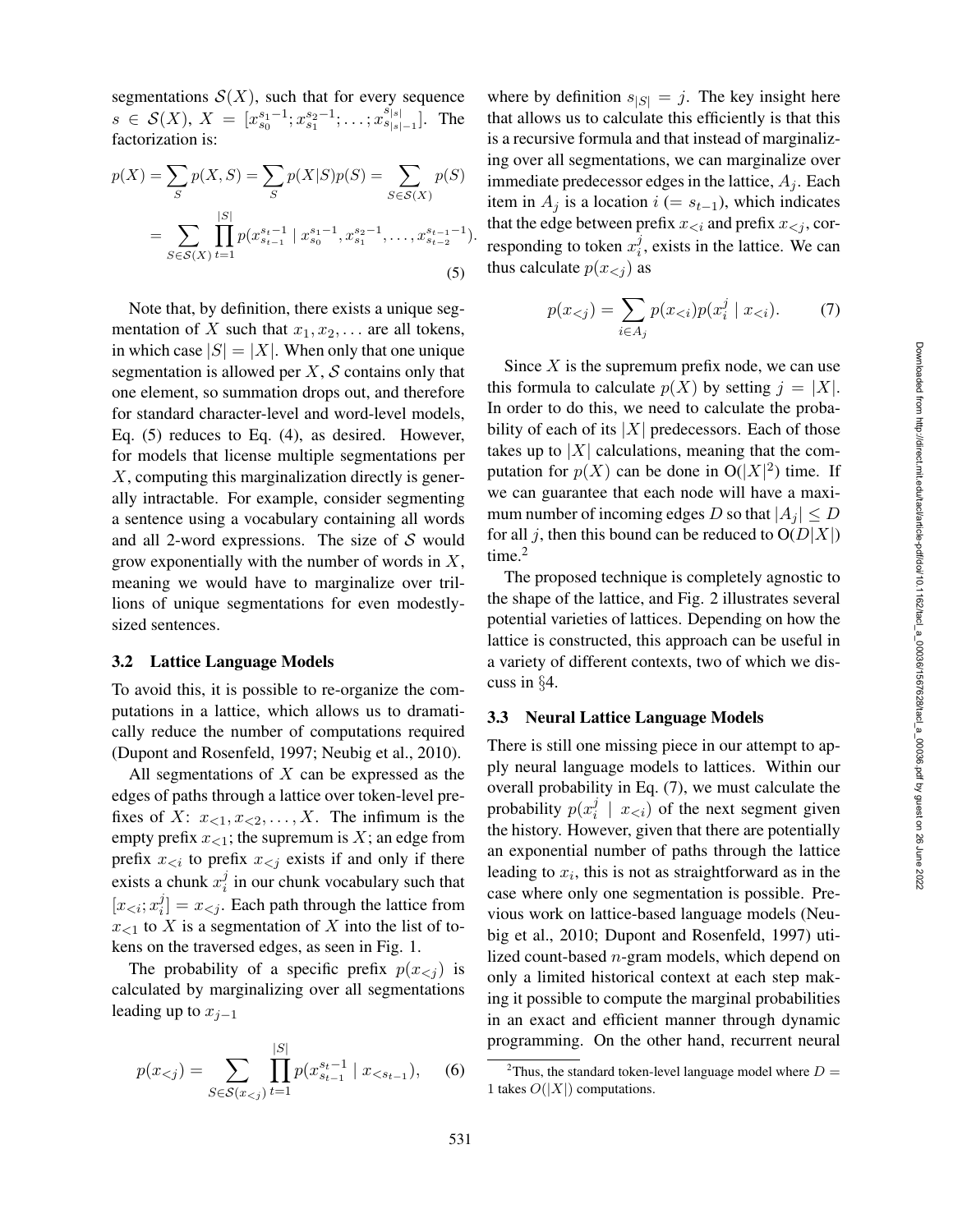segmentations $\mathcal{S}(X)$, such that for every sequence $s \in \mathcal{S}(X)$, $X = [x_{s_0}^{s_1-1}; x_{s_1}^{s_2-1}; \ldots; x_{s_{|s|-1}}^{s_{|s|}}]$. The factorization is:

$$p(X) = \sum_S p(X, S) = \sum_S p(X|S)p(S) = \sum_{S \in \mathcal{S}(X)} p(S)$$
$$= \sum_{S \in \mathcal{S}(X)} \prod_{t=1}^{|S|} p(x_{s_{t-1}}^{s_t-1} \mid x_{s_0}^{s_1-1}, x_{s_1}^{s_2-1}, \ldots, x_{s_{t-2}}^{s_{t-1}-1}). \quad (5)$$

Note that, by definition, there exists a unique segmentation of $X$ such that $x_1, x_2, \ldots$ are all tokens, in which case $|S| = |X|$. When only that one unique segmentation is allowed per $X$, $\mathcal{S}$ contains only that one element, so summation drops out, and therefore for standard character-level and word-level models, Eq. (5) reduces to Eq. (4), as desired. However, for models that license multiple segmentations per $X$, computing this marginalization directly is generally intractable. For example, consider segmenting a sentence using a vocabulary containing all words and all 2-word expressions. The size of $\mathcal{S}$ would grow exponentially with the number of words in $X$, meaning we would have to marginalize over trillions of unique segmentations for even modestly-sized sentences.

### 3.2 Lattice Language Models

To avoid this, it is possible to re-organize the computations in a lattice, which allows us to dramatically reduce the number of computations required (Dupont and Rosenfeld, 1997; Neubig et al., 2010).

All segmentations of $X$ can be expressed as the edges of paths through a lattice over token-level prefixes of $X$: $x_{<1}, x_{<2}, \ldots, X$. The infimum is the empty prefix $x_{<1}$; the supremum is $X$; an edge from prefix $x_{<i}$ to prefix $x_{<j}$ exists if and only if there exists a chunk $x_i^j$ in our chunk vocabulary such that $[x_{<i}; x_i^j] = x_{<j}$. Each path through the lattice from $x_{<1}$ to $X$ is a segmentation of $X$ into the list of tokens on the traversed edges, as seen in Fig. 1.

The probability of a specific prefix $p(x_{<j})$ is calculated by marginalizing over all segmentations leading up to $x_{j-1}$

$$p(x_{<j}) = \sum_{S \in \mathcal{S}(x_{<j})} \prod_{t=1}^{|S|} p(x_{s_{t-1}}^{s_t-1} \mid x_{<s_{t-1}}), \quad (6)$$

where by definition $s_{|S|} = j$. The key insight here that allows us to calculate this efficiently is that this is a recursive formula and that instead of marginalizing over all segmentations, we can marginalize over immediate predecessor edges in the lattice, $A_j$. Each item in $A_j$ is a location $i$ ($= s_{t-1}$), which indicates that the edge between prefix $x_{<i}$ and prefix $x_{<j}$, corresponding to token $x_i^j$, exists in the lattice. We can thus calculate $p(x_{<j})$ as

$$p(x_{<j}) = \sum_{i \in A_j} p(x_{<i}) p(x_i^j \mid x_{<i}). \quad (7)$$

Since $X$ is the supremum prefix node, we can use this formula to calculate $p(X)$ by setting $j = |X|$. In order to do this, we need to calculate the probability of each of its $|X|$ predecessors. Each of those takes up to $|X|$ calculations, meaning that the computation for $p(X)$ can be done in $O(|X|^2)$ time. If we can guarantee that each node will have a maximum number of incoming edges $D$ so that $|A_j| \leq D$ for all $j$, then this bound can be reduced to $O(D|X|)$ time.[2]

The proposed technique is completely agnostic to the shape of the lattice, and Fig. 2 illustrates several potential varieties of lattices. Depending on how the lattice is constructed, this approach can be useful in a variety of different contexts, two of which we discuss in §4.

### 3.3 Neural Lattice Language Models

There is still one missing piece in our attempt to apply neural language models to lattices. Within our overall probability in Eq. (7), we must calculate the probability $p(x_i^j \mid x_{<i})$ of the next segment given the history. However, given that there are potentially an exponential number of paths through the lattice leading to $x_i$, this is not as straightforward as in the case where only one segmentation is possible. Previous work on lattice-based language models (Neubig et al., 2010; Dupont and Rosenfeld, 1997) utilized count-based $n$-gram models, which depend on only a limited historical context at each step making it possible to compute the marginal probabilities in an exact and efficient manner through dynamic programming. On the other hand, recurrent neural

[2] Thus, the standard token-level language model where $D = 1$ takes $O(|X|)$ computations.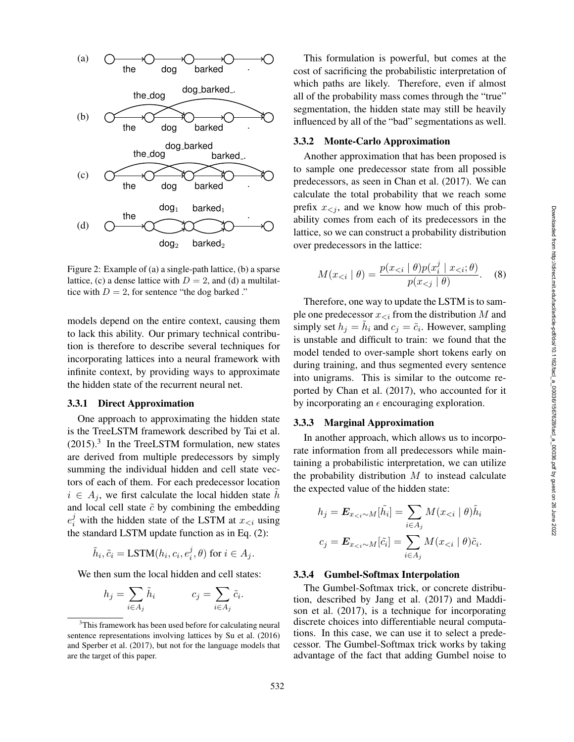(a) the dog barked .

(b) the_dog dog_barked_. the dog barked .

(c) the_dog dog_barked barked_. the dog barked .

(d) the $\text{dog}_1$ $\text{barked}_1$ . $\text{dog}_2$ $\text{barked}_2$

Figure 2: Example of (a) a single-path lattice, (b) a sparse lattice, (c) a dense lattice with $D = 2$, and (d) a multilattice with $D = 2$, for sentence "the dog barked ."

models depend on the entire context, causing them to lack this ability. Our primary technical contribution is therefore to describe several techniques for incorporating lattices into a neural framework with infinite context, by providing ways to approximate the hidden state of the recurrent neural net.

### 3.3.1 Direct Approximation

One approach to approximating the hidden state is the TreeLSTM framework described by Tai et al. (2015).[3] In the TreeLSTM formulation, new states are derived from multiple predecessors by simply summing the individual hidden and cell state vectors of each of them. For each predecessor location $i \in A_j$, we first calculate the local hidden state $\tilde{h}$ and local cell state $\tilde{c}$ by combining the embedding $e_i^j$ with the hidden state of the LSTM at $x_{<i}$ using the standard LSTM update function as in Eq. (2):

$$\tilde{h}_i, \tilde{c}_i = \text{LSTM}(h_i, c_i, e_i^j, \theta) \text{ for } i \in A_j.$$

We then sum the local hidden and cell states:

$$h_j = \sum_{i \in A_j} \tilde{h}_i \qquad c_j = \sum_{i \in A_j} \tilde{c}_i.$$

[3]This framework has been used before for calculating neural sentence representations involving lattices by Su et al. (2016) and Sperber et al. (2017), but not for the language models that are the target of this paper.

This formulation is powerful, but comes at the cost of sacrificing the probabilistic interpretation of which paths are likely. Therefore, even if almost all of the probability mass comes through the "true" segmentation, the hidden state may still be heavily influenced by all of the "bad" segmentations as well.

### 3.3.2 Monte-Carlo Approximation

Another approximation that has been proposed is to sample one predecessor state from all possible predecessors, as seen in Chan et al. (2017). We can calculate the total probability that we reach some prefix $x_{<j}$, and we know how much of this probability comes from each of its predecessors in the lattice, so we can construct a probability distribution over predecessors in the lattice:

$$M(x_{<i} \mid \theta) = \frac{p(x_{<i} \mid \theta) p(x_i^j \mid x_{<i}; \theta)}{p(x_{<j} \mid \theta)}. \quad (8)$$

Therefore, one way to update the LSTM is to sample one predecessor $x_{<i}$ from the distribution $M$ and simply set $h_j = \tilde{h}_i$ and $c_j = \tilde{c}_i$. However, sampling is unstable and difficult to train: we found that the model tended to over-sample short tokens early on during training, and thus segmented every sentence into unigrams. This is similar to the outcome reported by Chan et al. (2017), who accounted for it by incorporating an $\epsilon$ encouraging exploration.

### 3.3.3 Marginal Approximation

In another approach, which allows us to incorporate information from all predecessors while maintaining a probabilistic interpretation, we can utilize the probability distribution $M$ to instead calculate the expected value of the hidden state:

$$h_j = \boldsymbol{E}_{x_{<i} \sim M}[\tilde{h}_i] = \sum_{i \in A_j} M(x_{<i} \mid \theta) \tilde{h}_i$$

$$c_j = \boldsymbol{E}_{x_{<i} \sim M}[\tilde{c}_i] = \sum_{i \in A_j} M(x_{<i} \mid \theta) \tilde{c}_i.$$

### 3.3.4 Gumbel-Softmax Interpolation

The Gumbel-Softmax trick, or concrete distribution, described by Jang et al. (2017) and Maddison et al. (2017), is a technique for incorporating discrete choices into differentiable neural computations. In this case, we can use it to select a predecessor. The Gumbel-Softmax trick works by taking advantage of the fact that adding Gumbel noise to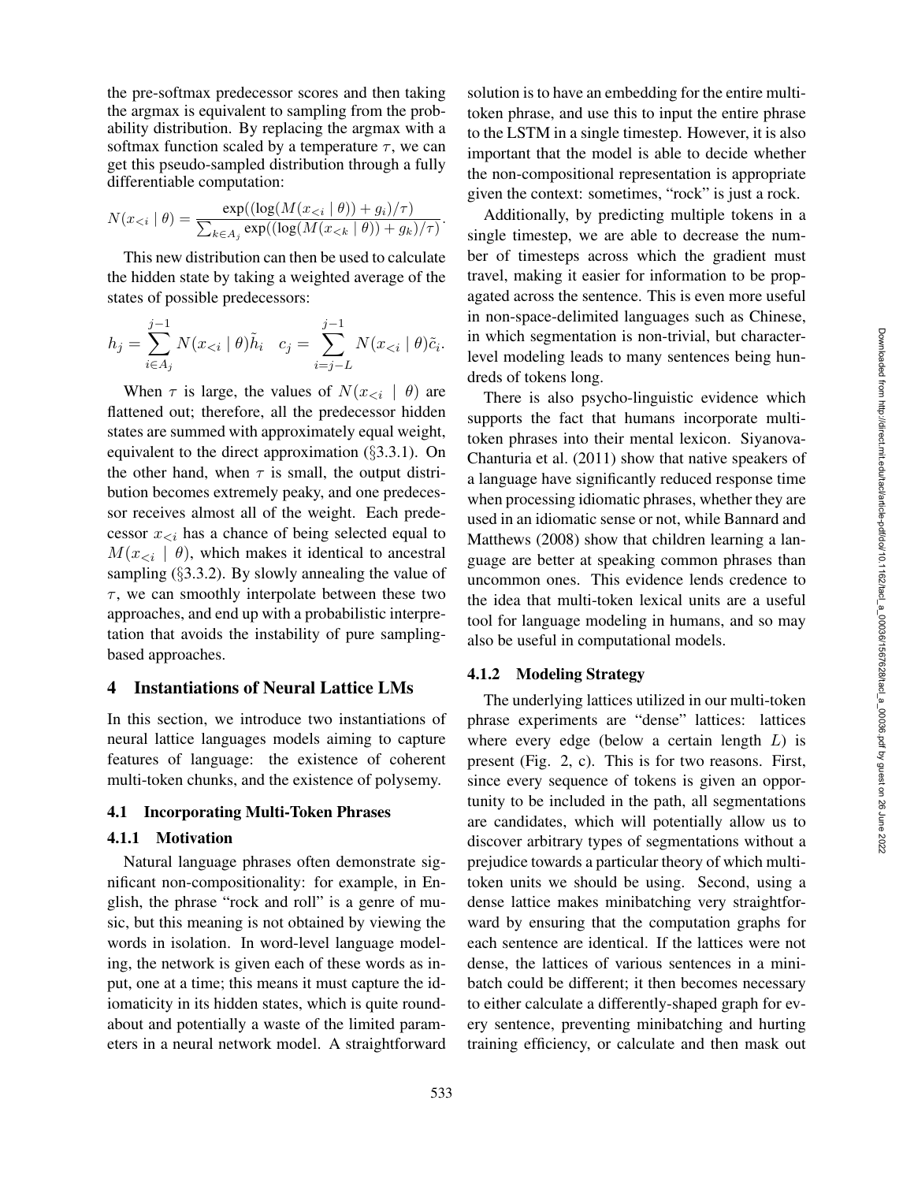the pre-softmax predecessor scores and then taking the argmax is equivalent to sampling from the probability distribution. By replacing the argmax with a softmax function scaled by a temperature $\tau$, we can get this pseudo-sampled distribution through a fully differentiable computation:

$$N(x_{<i} \mid \theta) = \frac{\exp((\log(M(x_{<i} \mid \theta)) + g_i)/\tau)}{\sum_{k \in A_j} \exp((\log(M(x_{<k} \mid \theta)) + g_k)/\tau)}.$$

This new distribution can then be used to calculate the hidden state by taking a weighted average of the states of possible predecessors:

$$h_j = \sum_{i \in A_j}^{j-1} N(x_{<i} \mid \theta)\tilde{h}_i \quad c_j = \sum_{i=j-L}^{j-1} N(x_{<i} \mid \theta)\tilde{c}_i.$$

When $\tau$ is large, the values of $N(x_{<i} \mid \theta)$ are flattened out; therefore, all the predecessor hidden states are summed with approximately equal weight, equivalent to the direct approximation (§3.3.1). On the other hand, when $\tau$ is small, the output distribution becomes extremely peaky, and one predecessor receives almost all of the weight. Each predecessor $x_{<i}$ has a chance of being selected equal to $M(x_{<i} \mid \theta)$, which makes it identical to ancestral sampling (§3.3.2). By slowly annealing the value of $\tau$, we can smoothly interpolate between these two approaches, and end up with a probabilistic interpretation that avoids the instability of pure sampling-based approaches.

## 4 Instantiations of Neural Lattice LMs

In this section, we introduce two instantiations of neural lattice languages models aiming to capture features of language: the existence of coherent multi-token chunks, and the existence of polysemy.

### 4.1 Incorporating Multi-Token Phrases

#### 4.1.1 Motivation

Natural language phrases often demonstrate significant non-compositionality: for example, in English, the phrase "rock and roll" is a genre of music, but this meaning is not obtained by viewing the words in isolation. In word-level language modeling, the network is given each of these words as input, one at a time; this means it must capture the idiomaticity in its hidden states, which is quite roundabout and potentially a waste of the limited parameters in a neural network model. A straightforward solution is to have an embedding for the entire multi-token phrase, and use this to input the entire phrase to the LSTM in a single timestep. However, it is also important that the model is able to decide whether the non-compositional representation is appropriate given the context: sometimes, "rock" is just a rock.

Additionally, by predicting multiple tokens in a single timestep, we are able to decrease the number of timesteps across which the gradient must travel, making it easier for information to be propagated across the sentence. This is even more useful in non-space-delimited languages such as Chinese, in which segmentation is non-trivial, but character-level modeling leads to many sentences being hundreds of tokens long.

There is also psycho-linguistic evidence which supports the fact that humans incorporate multi-token phrases into their mental lexicon. Siyanova-Chanturia et al. (2011) show that native speakers of a language have significantly reduced response time when processing idiomatic phrases, whether they are used in an idiomatic sense or not, while Bannard and Matthews (2008) show that children learning a language are better at speaking common phrases than uncommon ones. This evidence lends credence to the idea that multi-token lexical units are a useful tool for language modeling in humans, and so may also be useful in computational models.

#### 4.1.2 Modeling Strategy

The underlying lattices utilized in our multi-token phrase experiments are "dense" lattices: lattices where every edge (below a certain length $L$) is present (Fig. 2, c). This is for two reasons. First, since every sequence of tokens is given an opportunity to be included in the path, all segmentations are candidates, which will potentially allow us to discover arbitrary types of segmentations without a prejudice towards a particular theory of which multi-token units we should be using. Second, using a dense lattice makes minibatching very straightforward by ensuring that the computation graphs for each sentence are identical. If the lattices were not dense, the lattices of various sentences in a minibatch could be different; it then becomes necessary to either calculate a differently-shaped graph for every sentence, preventing minibatching and hurting training efficiency, or calculate and then mask out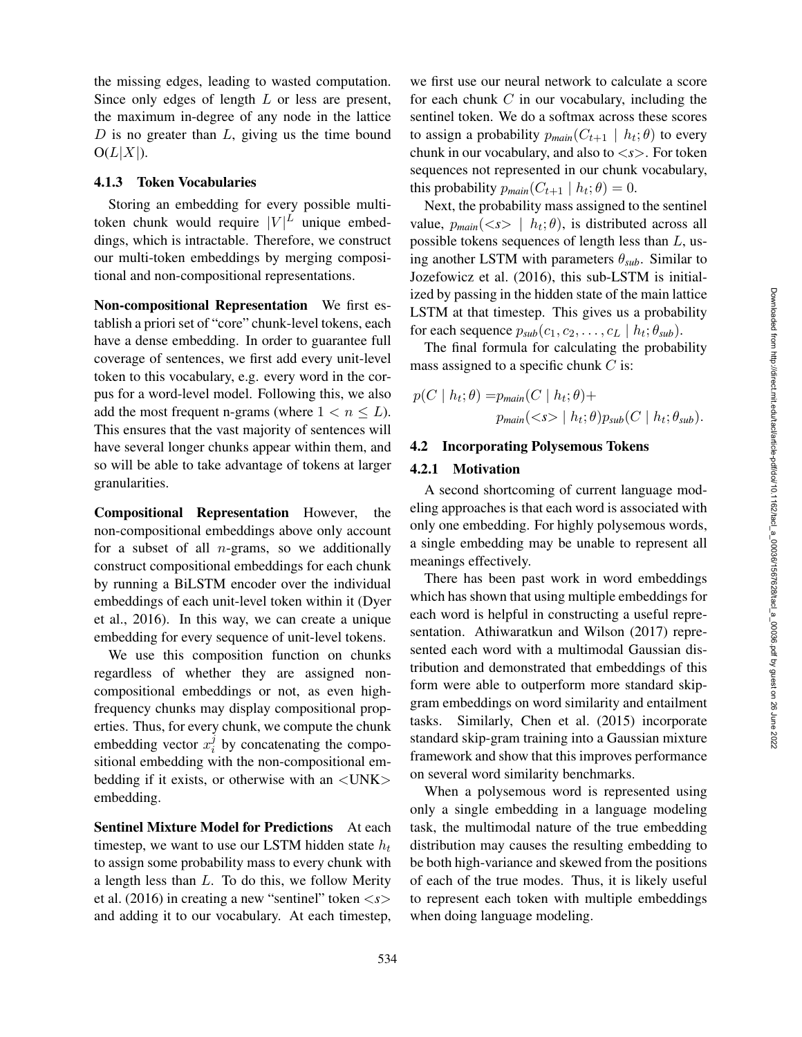the missing edges, leading to wasted computation. Since only edges of length $L$ or less are present, the maximum in-degree of any node in the lattice $D$ is no greater than $L$, giving us the time bound $\mathrm{O}(L|X|)$.

#### 4.1.3 Token Vocabularies

Storing an embedding for every possible multi-token chunk would require $|V|^L$ unique embeddings, which is intractable. Therefore, we construct our multi-token embeddings by merging compositional and non-compositional representations.

**Non-compositional Representation** We first establish a priori set of "core" chunk-level tokens, each have a dense embedding. In order to guarantee full coverage of sentences, we first add every unit-level token to this vocabulary, e.g. every word in the corpus for a word-level model. Following this, we also add the most frequent n-grams (where $1 < n \leq L$). This ensures that the vast majority of sentences will have several longer chunks appear within them, and so will be able to take advantage of tokens at larger granularities.

**Compositional Representation** However, the non-compositional embeddings above only account for a subset of all $n$-grams, so we additionally construct compositional embeddings for each chunk by running a BiLSTM encoder over the individual embeddings of each unit-level token within it (Dyer et al., 2016). In this way, we can create a unique embedding for every sequence of unit-level tokens.

We use this composition function on chunks regardless of whether they are assigned non-compositional embeddings or not, as even high-frequency chunks may display compositional properties. Thus, for every chunk, we compute the chunk embedding vector $x_i^j$ by concatenating the compositional embedding with the non-compositional embedding if it exists, or otherwise with an <UNK> embedding.

**Sentinel Mixture Model for Predictions** At each timestep, we want to use our LSTM hidden state $h_t$ to assign some probability mass to every chunk with a length less than $L$. To do this, we follow Merity et al. (2016) in creating a new "sentinel" token $<s>$ and adding it to our vocabulary. At each timestep, we first use our neural network to calculate a score for each chunk $C$ in our vocabulary, including the sentinel token. We do a softmax across these scores to assign a probability $p_{main}(C_{t+1} \mid h_t; \theta)$ to every chunk in our vocabulary, and also to $<s>$. For token sequences not represented in our chunk vocabulary, this probability $p_{main}(C_{t+1} \mid h_t; \theta) = 0$.

Next, the probability mass assigned to the sentinel value, $p_{main}(<s> \mid h_t; \theta)$, is distributed across all possible tokens sequences of length less than $L$, using another LSTM with parameters $\theta_{sub}$. Similar to Jozefowicz et al. (2016), this sub-LSTM is initialized by passing in the hidden state of the main lattice LSTM at that timestep. This gives us a probability for each sequence $p_{sub}(c_1, c_2, \ldots, c_L \mid h_t; \theta_{sub})$.

The final formula for calculating the probability mass assigned to a specific chunk $C$ is:

$$
\begin{aligned}
p(C \mid h_t; \theta) = & p_{main}(C \mid h_t; \theta) + \\
& p_{main}(<s> \mid h_t; \theta) p_{sub}(C \mid h_t; \theta_{sub}).
\end{aligned}
$$

### 4.2 Incorporating Polysemous Tokens

#### 4.2.1 Motivation

A second shortcoming of current language modeling approaches is that each word is associated with only one embedding. For highly polysemous words, a single embedding may be unable to represent all meanings effectively.

There has been past work in word embeddings which has shown that using multiple embeddings for each word is helpful in constructing a useful representation. Athiwaratkun and Wilson (2017) represented each word with a multimodal Gaussian distribution and demonstrated that embeddings of this form were able to outperform more standard skip-gram embeddings on word similarity and entailment tasks. Similarly, Chen et al. (2015) incorporate standard skip-gram training into a Gaussian mixture framework and show that this improves performance on several word similarity benchmarks.

When a polysemous word is represented using only a single embedding in a language modeling task, the multimodal nature of the true embedding distribution may causes the resulting embedding to be both high-variance and skewed from the positions of each of the true modes. Thus, it is likely useful to represent each token with multiple embeddings when doing language modeling.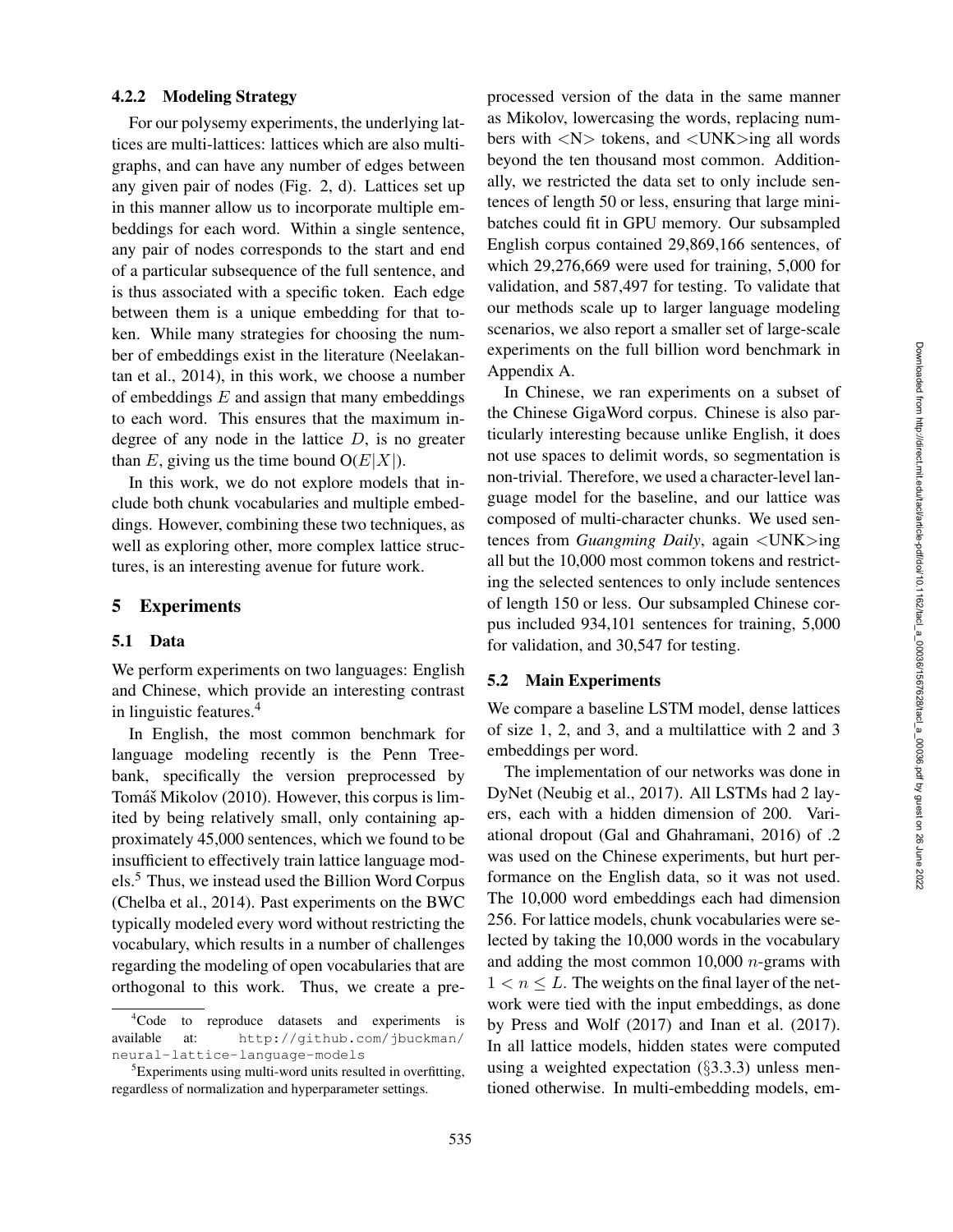#### 4.2.2 Modeling Strategy

For our polysemy experiments, the underlying lattices are multi-lattices: lattices which are also multigraphs, and can have any number of edges between any given pair of nodes (Fig. 2, d). Lattices set up in this manner allow us to incorporate multiple embeddings for each word. Within a single sentence, any pair of nodes corresponds to the start and end of a particular subsequence of the full sentence, and is thus associated with a specific token. Each edge between them is a unique embedding for that token. While many strategies for choosing the number of embeddings exist in the literature (Neelakantan et al., 2014), in this work, we choose a number of embeddings $E$ and assign that many embeddings to each word. This ensures that the maximum in-degree of any node in the lattice $D$, is no greater than $E$, giving us the time bound $O(E|X|)$.

In this work, we do not explore models that include both chunk vocabularies and multiple embeddings. However, combining these two techniques, as well as exploring other, more complex lattice structures, is an interesting avenue for future work.

## 5 Experiments

### 5.1 Data

We perform experiments on two languages: English and Chinese, which provide an interesting contrast in linguistic features.[4]

In English, the most common benchmark for language modeling recently is the Penn Treebank, specifically the version preprocessed by Tomáš Mikolov (2010). However, this corpus is limited by being relatively small, only containing approximately 45,000 sentences, which we found to be insufficient to effectively train lattice language models.[5] Thus, we instead used the Billion Word Corpus (Chelba et al., 2014). Past experiments on the BWC typically modeled every word without restricting the vocabulary, which results in a number of challenges regarding the modeling of open vocabularies that are orthogonal to this work. Thus, we create a preprocessed version of the data in the same manner as Mikolov, lowercasing the words, replacing numbers with <N> tokens, and <UNK>ing all words beyond the ten thousand most common. Additionally, we restricted the data set to only include sentences of length 50 or less, ensuring that large minibatches could fit in GPU memory. Our subsampled English corpus contained 29,869,166 sentences, of which 29,276,669 were used for training, 5,000 for validation, and 587,497 for testing. To validate that our methods scale up to larger language modeling scenarios, we also report a smaller set of large-scale experiments on the full billion word benchmark in Appendix A.

In Chinese, we ran experiments on a subset of the Chinese GigaWord corpus. Chinese is also particularly interesting because unlike English, it does not use spaces to delimit words, so segmentation is non-trivial. Therefore, we used a character-level language model for the baseline, and our lattice was composed of multi-character chunks. We used sentences from *Guangming Daily*, again <UNK>ing all but the 10,000 most common tokens and restricting the selected sentences to only include sentences of length 150 or less. Our subsampled Chinese corpus included 934,101 sentences for training, 5,000 for validation, and 30,547 for testing.

### 5.2 Main Experiments

We compare a baseline LSTM model, dense lattices of size 1, 2, and 3, and a multilattice with 2 and 3 embeddings per word.

The implementation of our networks was done in DyNet (Neubig et al., 2017). All LSTMs had 2 layers, each with a hidden dimension of 200. Variational dropout (Gal and Ghahramani, 2016) of .2 was used on the Chinese experiments, but hurt performance on the English data, so it was not used. The 10,000 word embeddings each had dimension 256. For lattice models, chunk vocabularies were selected by taking the 10,000 words in the vocabulary and adding the most common 10,000 $n$-grams with $1 < n \leq L$. The weights on the final layer of the network were tied with the input embeddings, as done by Press and Wolf (2017) and Inan et al. (2017). In all lattice models, hidden states were computed using a weighted expectation (§3.3.3) unless mentioned otherwise. In multi-embedding models, em-

[4]Code to reproduce datasets and experiments is available at: http://github.com/jbuckman/neural-lattice-language-models

[5]Experiments using multi-word units resulted in overfitting, regardless of normalization and hyperparameter settings.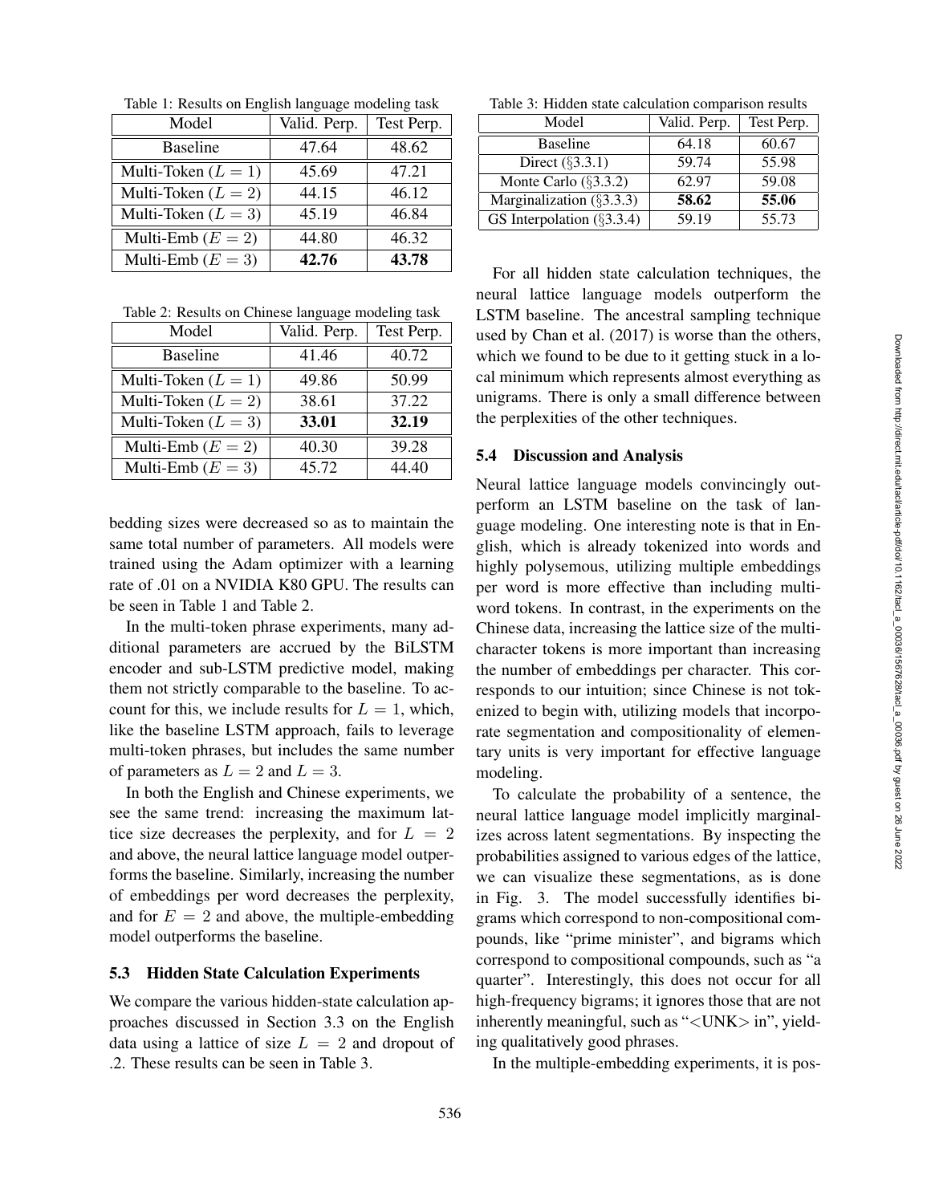Table 1: Results on English language modeling task

| Model | Valid. Perp. | Test Perp. |
|---|---|---|
| Baseline | 47.64 | 48.62 |
| Multi-Token ($L = 1$) | 45.69 | 47.21 |
| Multi-Token ($L = 2$) | 44.15 | 46.12 |
| Multi-Token ($L = 3$) | 45.19 | 46.84 |
| Multi-Emb ($E = 2$) | 44.80 | 46.32 |
| Multi-Emb ($E = 3$) | **42.76** | **43.78** |

Table 2: Results on Chinese language modeling task

| Model | Valid. Perp. | Test Perp. |
|---|---|---|
| Baseline | 41.46 | 40.72 |
| Multi-Token ($L = 1$) | 49.86 | 50.99 |
| Multi-Token ($L = 2$) | 38.61 | 37.22 |
| Multi-Token ($L = 3$) | **33.01** | **32.19** |
| Multi-Emb ($E = 2$) | 40.30 | 39.28 |
| Multi-Emb ($E = 3$) | 45.72 | 44.40 |

bedding sizes were decreased so as to maintain the same total number of parameters. All models were trained using the Adam optimizer with a learning rate of .01 on a NVIDIA K80 GPU. The results can be seen in Table 1 and Table 2.

In the multi-token phrase experiments, many additional parameters are accrued by the BiLSTM encoder and sub-LSTM predictive model, making them not strictly comparable to the baseline. To account for this, we include results for $L = 1$, which, like the baseline LSTM approach, fails to leverage multi-token phrases, but includes the same number of parameters as $L = 2$ and $L = 3$.

In both the English and Chinese experiments, we see the same trend: increasing the maximum lattice size decreases the perplexity, and for $L = 2$ and above, the neural lattice language model outperforms the baseline. Similarly, increasing the number of embeddings per word decreases the perplexity, and for $E = 2$ and above, the multiple-embedding model outperforms the baseline.

### 5.3 Hidden State Calculation Experiments

We compare the various hidden-state calculation approaches discussed in Section 3.3 on the English data using a lattice of size $L = 2$ and dropout of .2. These results can be seen in Table 3.

Table 3: Hidden state calculation comparison results

| Model | Valid. Perp. | Test Perp. |
|---|---|---|
| Baseline | 64.18 | 60.67 |
| Direct (§3.3.1) | 59.74 | 55.98 |
| Monte Carlo (§3.3.2) | 62.97 | 59.08 |
| Marginalization (§3.3.3) | **58.62** | **55.06** |
| GS Interpolation (§3.3.4) | 59.19 | 55.73 |

For all hidden state calculation techniques, the neural lattice language models outperform the LSTM baseline. The ancestral sampling technique used by Chan et al. (2017) is worse than the others, which we found to be due to it getting stuck in a local minimum which represents almost everything as unigrams. There is only a small difference between the perplexities of the other techniques.

### 5.4 Discussion and Analysis

Neural lattice language models convincingly outperform an LSTM baseline on the task of language modeling. One interesting note is that in English, which is already tokenized into words and highly polysemous, utilizing multiple embeddings per word is more effective than including multi-word tokens. In contrast, in the experiments on the Chinese data, increasing the lattice size of the multi-character tokens is more important than increasing the number of embeddings per character. This corresponds to our intuition; since Chinese is not tokenized to begin with, utilizing models that incorporate segmentation and compositionality of elementary units is very important for effective language modeling.

To calculate the probability of a sentence, the neural lattice language model implicitly marginalizes across latent segmentations. By inspecting the probabilities assigned to various edges of the lattice, we can visualize these segmentations, as is done in Fig. 3. The model successfully identifies bigrams which correspond to non-compositional compounds, like "prime minister", and bigrams which correspond to compositional compounds, such as "a quarter". Interestingly, this does not occur for all high-frequency bigrams; it ignores those that are not inherently meaningful, such as "<UNK> in", yielding qualitatively good phrases.

In the multiple-embedding experiments, it is pos-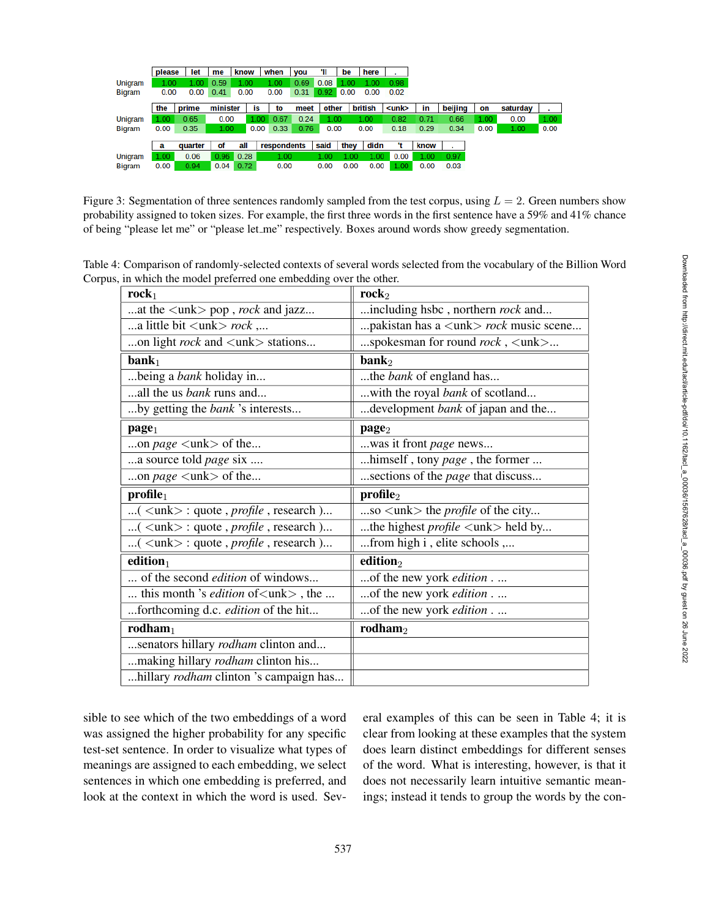| | please | let | me | know | when | you | 'll | be | here | . |
|---|---|---|---|---|---|---|---|---|---|---|
| Unigram | 1.00 | 1.00 | 0.59 | 1.00 | 1.00 | 0.69 | 0.08 | 1.00 | 1.00 | 0.98 |
| Bigram | 0.00 | 0.00 | 0.41 | 0.00 | 0.00 | 0.31 | 0.92 | 0.00 | 0.00 | 0.02 |

| | the | prime | minister | is | to | meet | other | british | <unk> | in | beijing | on | saturday | . |
|---|---|---|---|---|---|---|---|---|---|---|---|---|---|---|
| Unigram | 1.00 | 0.65 | 0.00 | 1.00 | 0.67 | 0.24 | 1.00 | 1.00 | 0.82 | 0.71 | 0.66 | 1.00 | 0.00 | 1.00 |
| Bigram | 0.00 | 0.35 | 1.00 | 0.00 | 0.33 | 0.76 | 0.00 | 0.00 | 0.18 | 0.29 | 0.34 | 0.00 | 1.00 | 0.00 |

| | a | quarter | of | all | respondents | said | they | didn | 't | know | . |
|---|---|---|---|---|---|---|---|---|---|---|---|
| Unigram | 1.00 | 0.06 | 0.96 | 0.28 | 1.00 | 1.00 | 1.00 | 1.00 | 0.00 | 1.00 | 0.97 |
| Bigram | 0.00 | 0.94 | 0.04 | 0.72 | 0.00 | 0.00 | 0.00 | 0.00 | 1.00 | 0.00 | 0.03 |

Figure 3: Segmentation of three sentences randomly sampled from the test corpus, using $L = 2$. Green numbers show probability assigned to token sizes. For example, the first three words in the first sentence have a 59% and 41% chance of being "please let me" or "please let_me" respectively. Boxes around words show greedy segmentation.

Table 4: Comparison of randomly-selected contexts of several words selected from the vocabulary of the Billion Word Corpus, in which the model preferred one embedding over the other.

| **rock**$_1$ | **rock**$_2$ |
|---|---|
| ...at the <unk> pop , *rock* and jazz... | ...including hsbc , northern *rock* and... |
| ...a little bit <unk> *rock* ,... | ...pakistan has a <unk> *rock* music scene... |
| ...on light *rock* and <unk> stations... | ...spokesman for round *rock* , <unk>... |
| **bank**$_1$ | **bank**$_2$ |
| ...being a *bank* holiday in... | ...the *bank* of england has... |
| ...all the us *bank* runs and... | ...with the royal *bank* of scotland... |
| ...by getting the *bank* 's interests... | ...development *bank* of japan and the... |
| **page**$_1$ | **page**$_2$ |
| ...on *page* <unk> of the... | ...was it front *page* news... |
| ...a source told *page* six .... | ...himself , tony *page* , the former ... |
| ...on *page* <unk> of the... | ...sections of the *page* that discuss... |
| **profile**$_1$ | **profile**$_2$ |
| ...( <unk> : quote , *profile* , research )... | ...so <unk> the *profile* of the city... |
| ...( <unk> : quote , *profile* , research )... | ...the highest *profile* <unk> held by... |
| ...( <unk> : quote , *profile* , research )... | ...from high i , elite schools ,... |
| **edition**$_1$ | **edition**$_2$ |
| ... of the second *edition* of windows... | ...of the new york *edition* . ... |
| ... this month 's *edition* of<unk> , the ... | ...of the new york *edition* . ... |
| ...forthcoming d.c. *edition* of the hit... | ...of the new york *edition* . ... |
| **rodham**$_1$ | **rodham**$_2$ |
| ...senators hillary *rodham* clinton and... | |
| ...making hillary *rodham* clinton his... | |
| ...hillary *rodham* clinton 's campaign has... | |

sible to see which of the two embeddings of a word was assigned the higher probability for any specific test-set sentence. In order to visualize what types of meanings are assigned to each embedding, we select sentences in which one embedding is preferred, and look at the context in which the word is used. Several examples of this can be seen in Table 4; it is clear from looking at these examples that the system does learn distinct embeddings for different senses of the word. What is interesting, however, is that it does not necessarily learn intuitive semantic meanings; instead it tends to group the words by the con-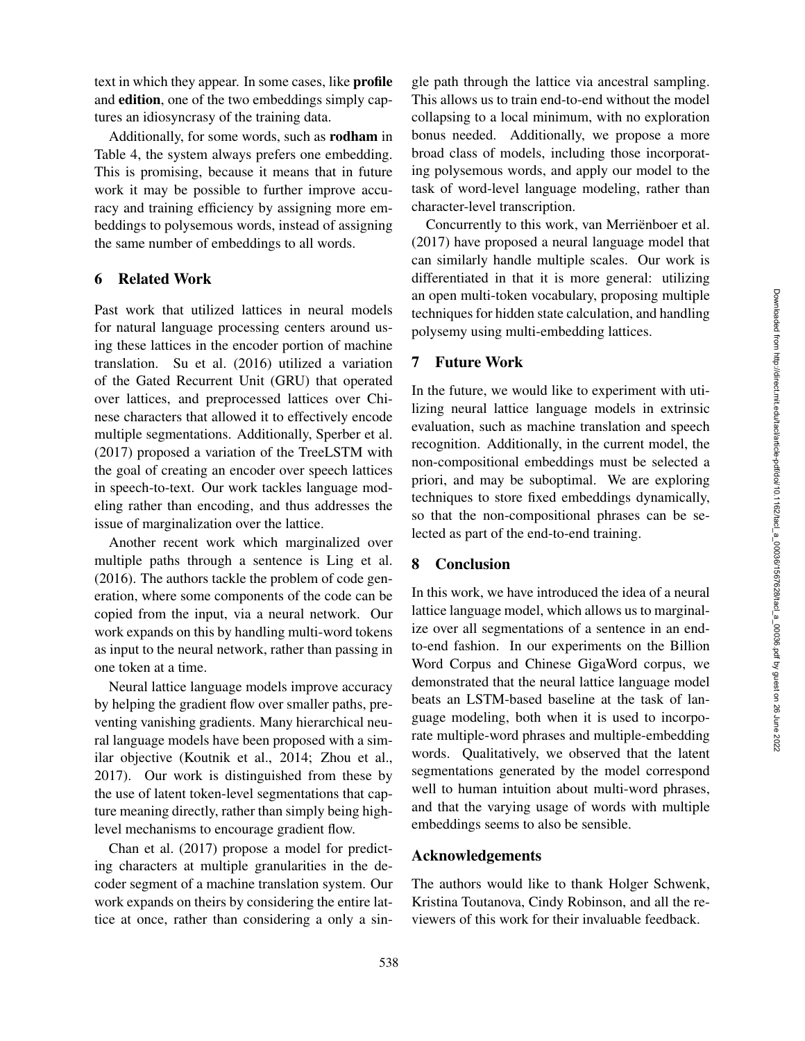text in which they appear. In some cases, like **profile** and **edition**, one of the two embeddings simply captures an idiosyncrasy of the training data.

Additionally, for some words, such as **rodham** in Table 4, the system always prefers one embedding. This is promising, because it means that in future work it may be possible to further improve accuracy and training efficiency by assigning more embeddings to polysemous words, instead of assigning the same number of embeddings to all words.

## 6 Related Work

Past work that utilized lattices in neural models for natural language processing centers around using these lattices in the encoder portion of machine translation. Su et al. (2016) utilized a variation of the Gated Recurrent Unit (GRU) that operated over lattices, and preprocessed lattices over Chinese characters that allowed it to effectively encode multiple segmentations. Additionally, Sperber et al. (2017) proposed a variation of the TreeLSTM with the goal of creating an encoder over speech lattices in speech-to-text. Our work tackles language modeling rather than encoding, and thus addresses the issue of marginalization over the lattice.

Another recent work which marginalized over multiple paths through a sentence is Ling et al. (2016). The authors tackle the problem of code generation, where some components of the code can be copied from the input, via a neural network. Our work expands on this by handling multi-word tokens as input to the neural network, rather than passing in one token at a time.

Neural lattice language models improve accuracy by helping the gradient flow over smaller paths, preventing vanishing gradients. Many hierarchical neural language models have been proposed with a similar objective (Koutnik et al., 2014; Zhou et al., 2017). Our work is distinguished from these by the use of latent token-level segmentations that capture meaning directly, rather than simply being high-level mechanisms to encourage gradient flow.

Chan et al. (2017) propose a model for predicting characters at multiple granularities in the decoder segment of a machine translation system. Our work expands on theirs by considering the entire lattice at once, rather than considering a only a single path through the lattice via ancestral sampling. This allows us to train end-to-end without the model collapsing to a local minimum, with no exploration bonus needed. Additionally, we propose a more broad class of models, including those incorporating polysemous words, and apply our model to the task of word-level language modeling, rather than character-level transcription.

Concurrently to this work, van Merriënboer et al. (2017) have proposed a neural language model that can similarly handle multiple scales. Our work is differentiated in that it is more general: utilizing an open multi-token vocabulary, proposing multiple techniques for hidden state calculation, and handling polysemy using multi-embedding lattices.

## 7 Future Work

In the future, we would like to experiment with utilizing neural lattice language models in extrinsic evaluation, such as machine translation and speech recognition. Additionally, in the current model, the non-compositional embeddings must be selected a priori, and may be suboptimal. We are exploring techniques to store fixed embeddings dynamically, so that the non-compositional phrases can be selected as part of the end-to-end training.

## 8 Conclusion

In this work, we have introduced the idea of a neural lattice language model, which allows us to marginalize over all segmentations of a sentence in an end-to-end fashion. In our experiments on the Billion Word Corpus and Chinese GigaWord corpus, we demonstrated that the neural lattice language model beats an LSTM-based baseline at the task of language modeling, both when it is used to incorporate multiple-word phrases and multiple-embedding words. Qualitatively, we observed that the latent segmentations generated by the model correspond well to human intuition about multi-word phrases, and that the varying usage of words with multiple embeddings seems to also be sensible.

## Acknowledgements

The authors would like to thank Holger Schwenk, Kristina Toutanova, Cindy Robinson, and all the reviewers of this work for their invaluable feedback.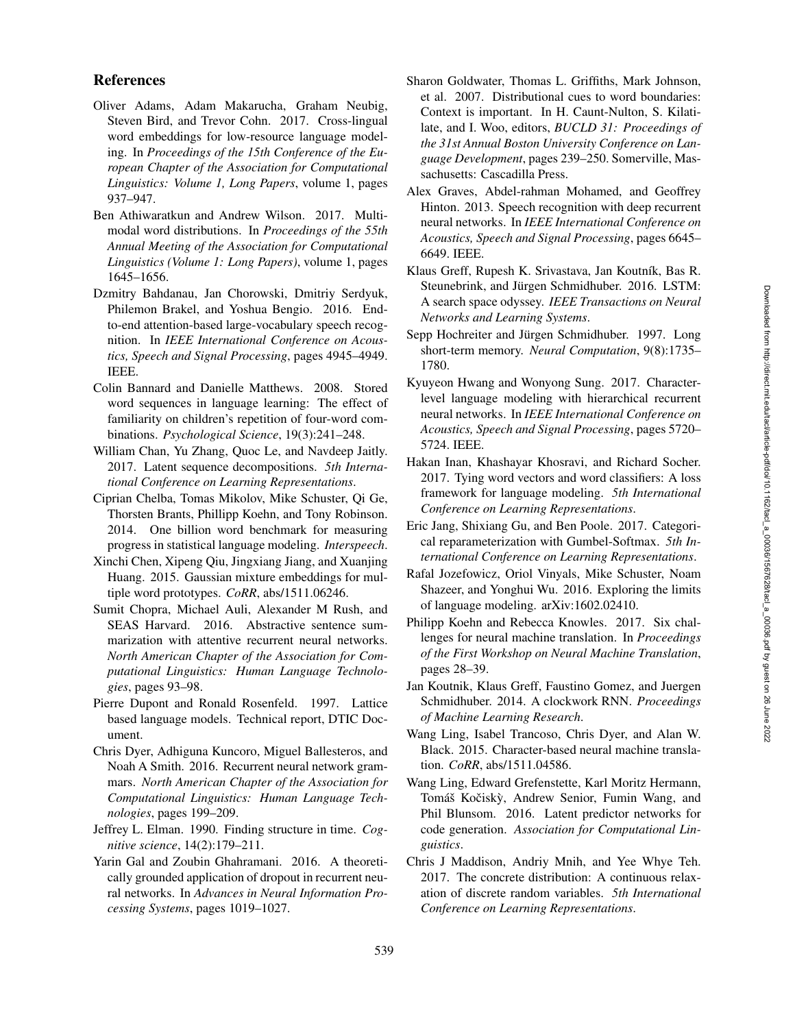## References

Oliver Adams, Adam Makarucha, Graham Neubig, Steven Bird, and Trevor Cohn. 2017. Cross-lingual word embeddings for low-resource language modeling. In *Proceedings of the 15th Conference of the European Chapter of the Association for Computational Linguistics: Volume 1, Long Papers*, volume 1, pages 937–947.

Ben Athiwaratkun and Andrew Wilson. 2017. Multimodal word distributions. In *Proceedings of the 55th Annual Meeting of the Association for Computational Linguistics (Volume 1: Long Papers)*, volume 1, pages 1645–1656.

Dzmitry Bahdanau, Jan Chorowski, Dmitriy Serdyuk, Philemon Brakel, and Yoshua Bengio. 2016. End-to-end attention-based large-vocabulary speech recognition. In *IEEE International Conference on Acoustics, Speech and Signal Processing*, pages 4945–4949. IEEE.

Colin Bannard and Danielle Matthews. 2008. Stored word sequences in language learning: The effect of familiarity on children's repetition of four-word combinations. *Psychological Science*, 19(3):241–248.

William Chan, Yu Zhang, Quoc Le, and Navdeep Jaitly. 2017. Latent sequence decompositions. *5th International Conference on Learning Representations*.

Ciprian Chelba, Tomas Mikolov, Mike Schuster, Qi Ge, Thorsten Brants, Phillipp Koehn, and Tony Robinson. 2014. One billion word benchmark for measuring progress in statistical language modeling. *Interspeech*.

Xinchi Chen, Xipeng Qiu, Jingxiang Jiang, and Xuanjing Huang. 2015. Gaussian mixture embeddings for multiple word prototypes. *CoRR*, abs/1511.06246.

Sumit Chopra, Michael Auli, Alexander M Rush, and SEAS Harvard. 2016. Abstractive sentence summarization with attentive recurrent neural networks. *North American Chapter of the Association for Computational Linguistics: Human Language Technologies*, pages 93–98.

Pierre Dupont and Ronald Rosenfeld. 1997. Lattice based language models. Technical report, DTIC Document.

Chris Dyer, Adhiguna Kuncoro, Miguel Ballesteros, and Noah A Smith. 2016. Recurrent neural network grammars. *North American Chapter of the Association for Computational Linguistics: Human Language Technologies*, pages 199–209.

Jeffrey L. Elman. 1990. Finding structure in time. *Cognitive science*, 14(2):179–211.

Yarin Gal and Zoubin Ghahramani. 2016. A theoretically grounded application of dropout in recurrent neural networks. In *Advances in Neural Information Processing Systems*, pages 1019–1027.

Sharon Goldwater, Thomas L. Griffiths, Mark Johnson, et al. 2007. Distributional cues to word boundaries: Context is important. In H. Caunt-Nulton, S. Kilatilate, and I. Woo, editors, *BUCLD 31: Proceedings of the 31st Annual Boston University Conference on Language Development*, pages 239–250. Somerville, Massachusetts: Cascadilla Press.

Alex Graves, Abdel-rahman Mohamed, and Geoffrey Hinton. 2013. Speech recognition with deep recurrent neural networks. In *IEEE International Conference on Acoustics, Speech and Signal Processing*, pages 6645–6649. IEEE.

Klaus Greff, Rupesh K. Srivastava, Jan Koutník, Bas R. Steunebrink, and Jürgen Schmidhuber. 2016. LSTM: A search space odyssey. *IEEE Transactions on Neural Networks and Learning Systems*.

Sepp Hochreiter and Jürgen Schmidhuber. 1997. Long short-term memory. *Neural Computation*, 9(8):1735–1780.

Kyuyeon Hwang and Wonyong Sung. 2017. Character-level language modeling with hierarchical recurrent neural networks. In *IEEE International Conference on Acoustics, Speech and Signal Processing*, pages 5720–5724. IEEE.

Hakan Inan, Khashayar Khosravi, and Richard Socher. 2017. Tying word vectors and word classifiers: A loss framework for language modeling. *5th International Conference on Learning Representations*.

Eric Jang, Shixiang Gu, and Ben Poole. 2017. Categorical reparameterization with Gumbel-Softmax. *5th International Conference on Learning Representations*.

Rafal Jozefowicz, Oriol Vinyals, Mike Schuster, Noam Shazeer, and Yonghui Wu. 2016. Exploring the limits of language modeling. arXiv:1602.02410.

Philipp Koehn and Rebecca Knowles. 2017. Six challenges for neural machine translation. In *Proceedings of the First Workshop on Neural Machine Translation*, pages 28–39.

Jan Koutnik, Klaus Greff, Faustino Gomez, and Juergen Schmidhuber. 2014. A clockwork RNN. *Proceedings of Machine Learning Research*.

Wang Ling, Isabel Trancoso, Chris Dyer, and Alan W. Black. 2015. Character-based neural machine translation. *CoRR*, abs/1511.04586.

Wang Ling, Edward Grefenstette, Karl Moritz Hermann, Tomáš Kočiskỳ, Andrew Senior, Fumin Wang, and Phil Blunsom. 2016. Latent predictor networks for code generation. *Association for Computational Linguistics*.

Chris J Maddison, Andriy Mnih, and Yee Whye Teh. 2017. The concrete distribution: A continuous relaxation of discrete random variables. *5th International Conference on Learning Representations*.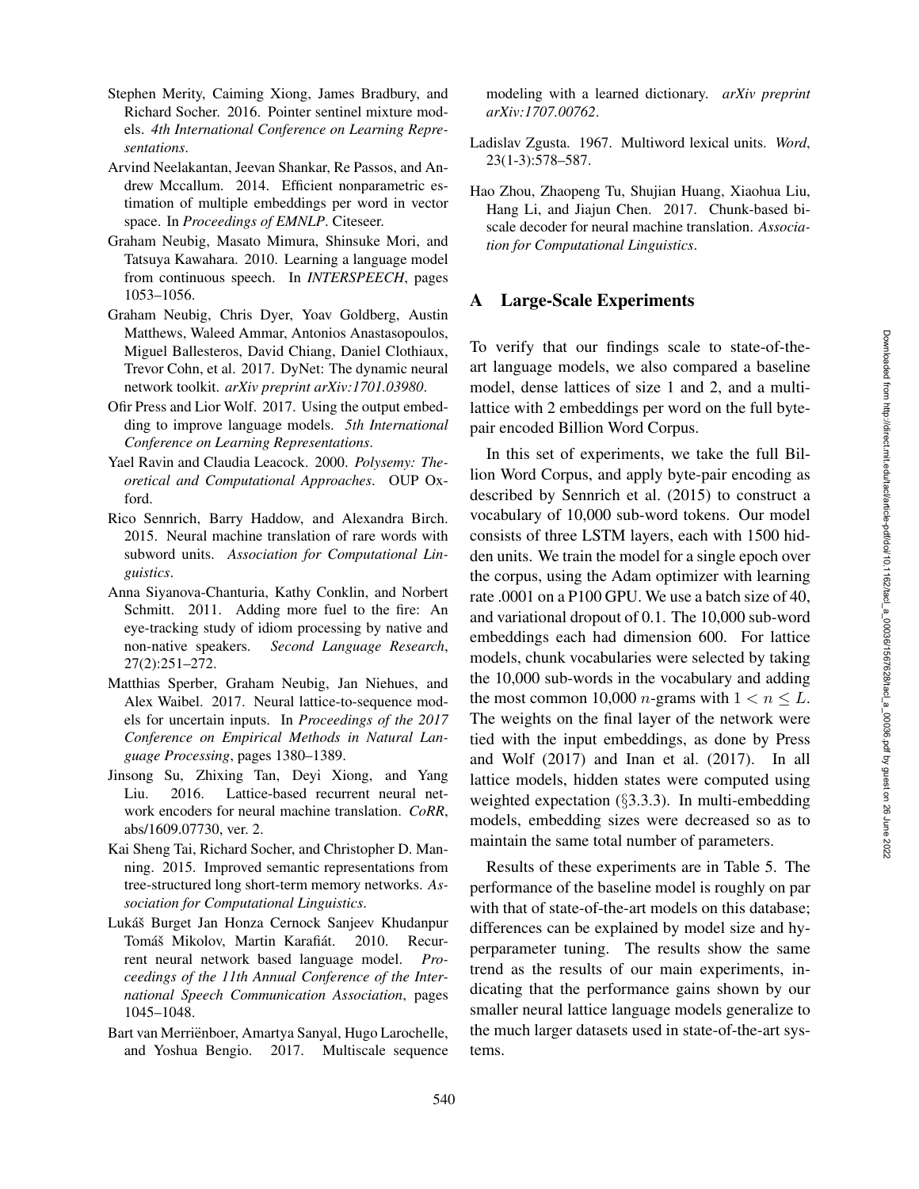Stephen Merity, Caiming Xiong, James Bradbury, and Richard Socher. 2016. Pointer sentinel mixture models. *4th International Conference on Learning Representations*.

Arvind Neelakantan, Jeevan Shankar, Re Passos, and Andrew Mccallum. 2014. Efficient nonparametric estimation of multiple embeddings per word in vector space. In *Proceedings of EMNLP*. Citeseer.

Graham Neubig, Masato Mimura, Shinsuke Mori, and Tatsuya Kawahara. 2010. Learning a language model from continuous speech. In *INTERSPEECH*, pages 1053–1056.

Graham Neubig, Chris Dyer, Yoav Goldberg, Austin Matthews, Waleed Ammar, Antonios Anastasopoulos, Miguel Ballesteros, David Chiang, Daniel Clothiaux, Trevor Cohn, et al. 2017. DyNet: The dynamic neural network toolkit. *arXiv preprint arXiv:1701.03980*.

Ofir Press and Lior Wolf. 2017. Using the output embedding to improve language models. *5th International Conference on Learning Representations*.

Yael Ravin and Claudia Leacock. 2000. *Polysemy: Theoretical and Computational Approaches*. OUP Oxford.

Rico Sennrich, Barry Haddow, and Alexandra Birch. 2015. Neural machine translation of rare words with subword units. *Association for Computational Linguistics*.

Anna Siyanova-Chanturia, Kathy Conklin, and Norbert Schmitt. 2011. Adding more fuel to the fire: An eye-tracking study of idiom processing by native and non-native speakers. *Second Language Research*, 27(2):251–272.

Matthias Sperber, Graham Neubig, Jan Niehues, and Alex Waibel. 2017. Neural lattice-to-sequence models for uncertain inputs. In *Proceedings of the 2017 Conference on Empirical Methods in Natural Language Processing*, pages 1380–1389.

Jinsong Su, Zhixing Tan, Deyi Xiong, and Yang Liu. 2016. Lattice-based recurrent neural network encoders for neural machine translation. *CoRR*, abs/1609.07730, ver. 2.

Kai Sheng Tai, Richard Socher, and Christopher D. Manning. 2015. Improved semantic representations from tree-structured long short-term memory networks. *Association for Computational Linguistics*.

Lukáš Burget Jan Honza Cernock Sanjeev Khudanpur Tomáš Mikolov, Martin Karafiát. 2010. Recurrent neural network based language model. *Proceedings of the 11th Annual Conference of the International Speech Communication Association*, pages 1045–1048.

Bart van Merriënboer, Amartya Sanyal, Hugo Larochelle, and Yoshua Bengio. 2017. Multiscale sequence modeling with a learned dictionary. *arXiv preprint arXiv:1707.00762*.

Ladislav Zgusta. 1967. Multiword lexical units. *Word*, 23(1-3):578–587.

Hao Zhou, Zhaopeng Tu, Shujian Huang, Xiaohua Liu, Hang Li, and Jiajun Chen. 2017. Chunk-based bi-scale decoder for neural machine translation. *Association for Computational Linguistics*.

# A Large-Scale Experiments

To verify that our findings scale to state-of-the-art language models, we also compared a baseline model, dense lattices of size 1 and 2, and a multi-lattice with 2 embeddings per word on the full byte-pair encoded Billion Word Corpus.

In this set of experiments, we take the full Billion Word Corpus, and apply byte-pair encoding as described by Sennrich et al. (2015) to construct a vocabulary of 10,000 sub-word tokens. Our model consists of three LSTM layers, each with 1500 hidden units. We train the model for a single epoch over the corpus, using the Adam optimizer with learning rate .0001 on a P100 GPU. We use a batch size of 40, and variational dropout of 0.1. The 10,000 sub-word embeddings each had dimension 600. For lattice models, chunk vocabularies were selected by taking the 10,000 sub-words in the vocabulary and adding the most common 10,000 $n$-grams with $1 < n \leq L$. The weights on the final layer of the network were tied with the input embeddings, as done by Press and Wolf (2017) and Inan et al. (2017). In all lattice models, hidden states were computed using weighted expectation (§3.3.3). In multi-embedding models, embedding sizes were decreased so as to maintain the same total number of parameters.

Results of these experiments are in Table 5. The performance of the baseline model is roughly on par with that of state-of-the-art models on this database; differences can be explained by model size and hyperparameter tuning. The results show the same trend as the results of our main experiments, indicating that the performance gains shown by our smaller neural lattice language models generalize to the much larger datasets used in state-of-the-art systems.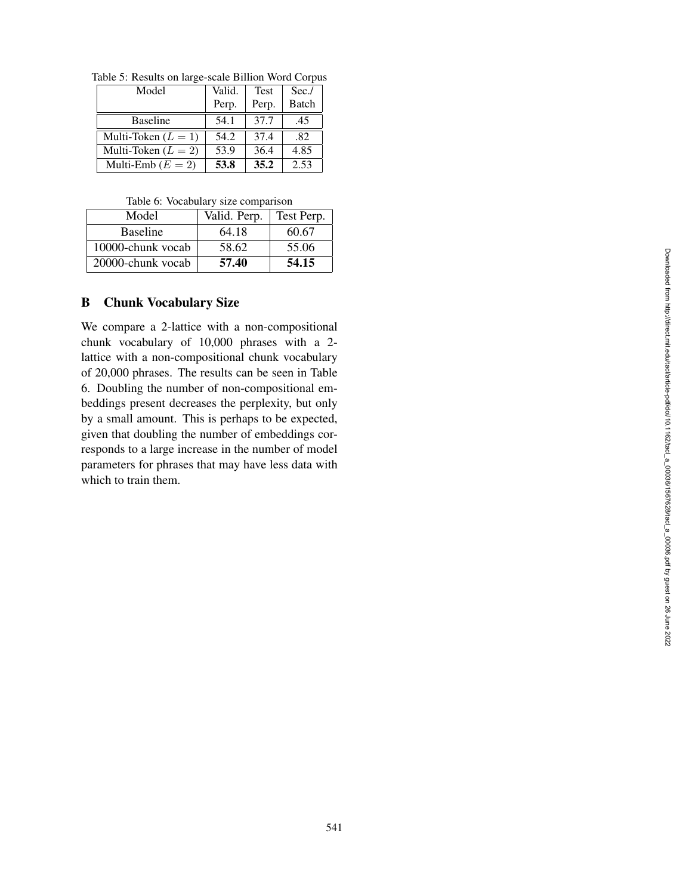Table 5: Results on large-scale Billion Word Corpus

| Model | Valid. Perp. | Test Perp. | Sec./ Batch |
|---|---|---|---|
| Baseline | 54.1 | 37.7 | .45 |
| Multi-Token ($L = 1$) | 54.2 | 37.4 | .82 |
| Multi-Token ($L = 2$) | 53.9 | 36.4 | 4.85 |
| Multi-Emb ($E = 2$) | **53.8** | **35.2** | 2.53 |

Table 6: Vocabulary size comparison

| Model | Valid. Perp. | Test Perp. |
|---|---|---|
| Baseline | 64.18 | 60.67 |
| 10000-chunk vocab | 58.62 | 55.06 |
| 20000-chunk vocab | **57.40** | **54.15** |

## B Chunk Vocabulary Size

We compare a 2-lattice with a non-compositional chunk vocabulary of 10,000 phrases with a 2-lattice with a non-compositional chunk vocabulary of 20,000 phrases. The results can be seen in Table 6. Doubling the number of non-compositional embeddings present decreases the perplexity, but only by a small amount. This is perhaps to be expected, given that doubling the number of embeddings corresponds to a large increase in the number of model parameters for phrases that may have less data with which to train them.